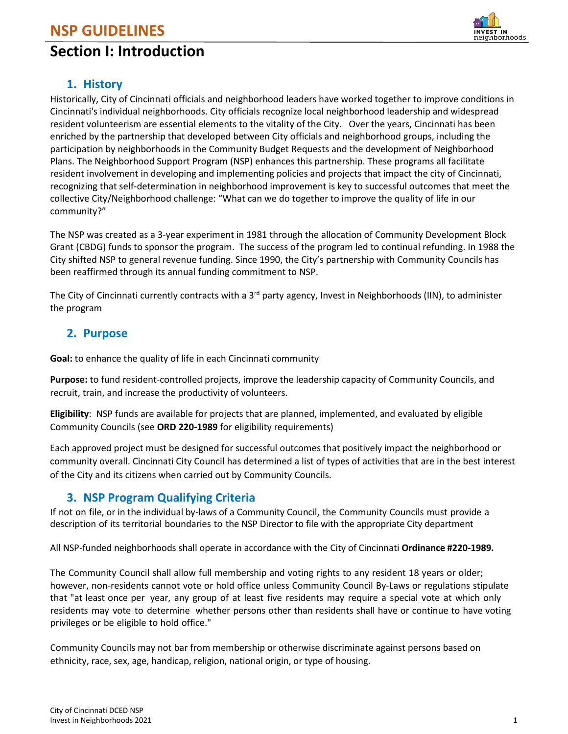# NSP GUIDELINES

## Section I: Introduction

### 1. History

Historically, City of Cincinnati officials and neighborhood leaders have worked together to improve conditions in Cincinnati's individual neighborhoods. City officials recognize local neighborhood leadership and widespread resident volunteerism are essential elements to the vitality of the City. Over the years, Cincinnati has been enriched by the partnership that developed between City officials and neighborhood groups, including the participation by neighborhoods in the Community Budget Requests and the development of Neighborhood Plans. The Neighborhood Support Program (NSP) enhances this partnership. These programs all facilitate resident involvement in developing and implementing policies and projects that impact the city of Cincinnati, recognizing that self-determination in neighborhood improvement is key to successful outcomes that meet the collective City/Neighborhood challenge: "What can we do together to improve the quality of life in our community?"

The NSP was created as a 3-year experiment in 1981 through the allocation of Community Development Block Grant (CBDG) funds to sponsor the program. The success of the program led to continual refunding. In 1988 the City shifted NSP to general revenue funding. Since 1990, the City's partnership with Community Councils has been reaffirmed through its annual funding commitment to NSP.

The City of Cincinnati currently contracts with a 3rd party agency, Invest in Neighborhoods (IIN), to administer the program

### 2. Purpose

**Goal:** to enhance the quality of life in each Cincinnati community

**Purpose:** to fund resident-controlled projects, improve the leadership capacity of Community Councils, and recruit, train, and increase the productivity of volunteers.

**Eligibility**: NSP funds are available for projects that are planned, implemented, and evaluated by eligible Community Councils (see **ORD 220-1989** for eligibility requirements)

Each approved project must be designed for successful outcomes that positively impact the neighborhood or community overall. Cincinnati City Council has determined a list of types of activities that are in the best interest of the City and its citizens when carried out by Community Councils.

### 3. NSP Program Qualifying Criteria

If not on file, or in the individual by-laws of a Community Council, the Community Councils must provide a description of its territorial boundaries to the NSP Director to file with the appropriate City department

All NSP-funded neighborhoods shall operate in accordance with the City of Cincinnati **Ordinance #220-1989.**

The Community Council shall allow full membership and voting rights to any resident 18 years or older; however, non-residents cannot vote or hold office unless Community Council By-Laws or regulations stipulate that "at least once per year, any group of at least five residents may require a special vote at which only residents may vote to determine whether persons other than residents shall have or continue to have voting privileges or be eligible to hold office."

Community Councils may not bar from membership or otherwise discriminate against persons based on ethnicity, race, sex, age, handicap, religion, national origin, or type of housing.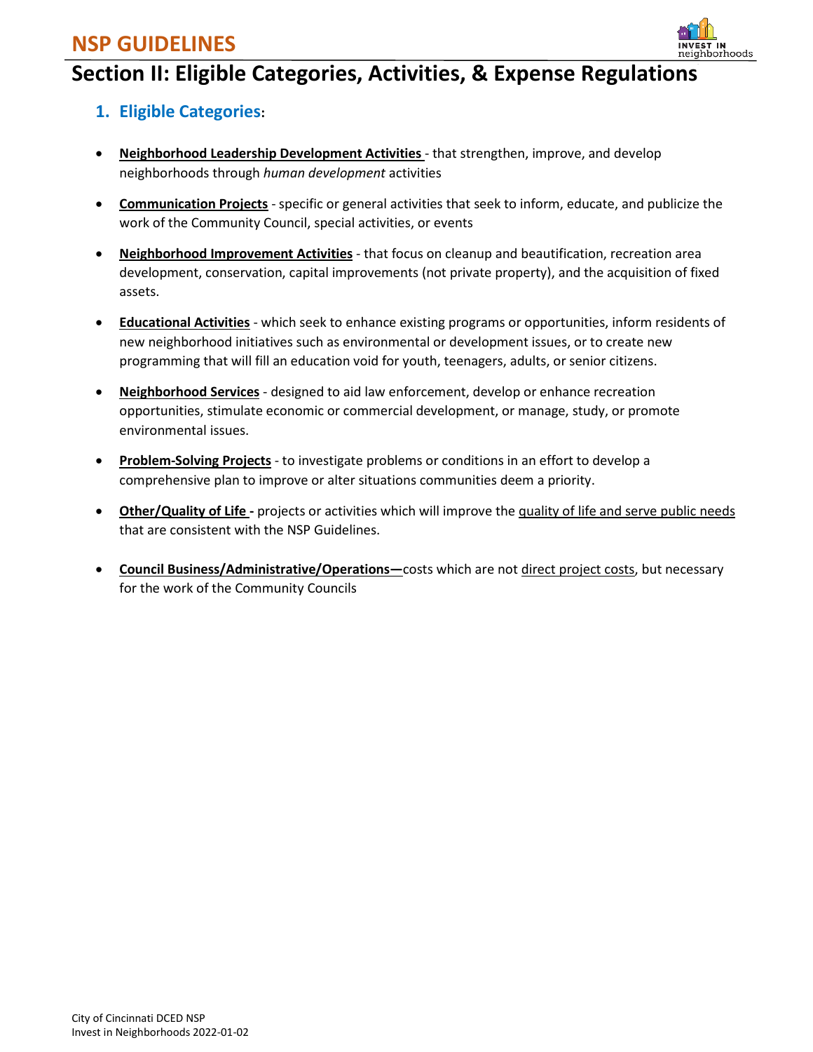# Section II: Eligible Categories, Activities, & Expense Regulations

## 1. Eligible Categories:

- **Neighborhood Leadership Development Activities** - that strengthen, improve, and develop neighborhoods through *human development* activities
- **Communication Projects** - specific or general activities that seek to inform, educate, and publicize the work of the Community Council, special activities, or events
- **Neighborhood Improvement Activities** - that focus on cleanup and beautification, recreation area development, conservation, capital improvements (not private property), and the acquisition of fixed assets.
- **Educational Activities** - which seek to enhance existing programs or opportunities, inform residents of new neighborhood initiatives such as environmental or development issues, or to create new programming that will fill an education void for youth, teenagers, adults, or senior citizens.
- **Neighborhood Services** - designed to aid law enforcement, develop or enhance recreation opportunities, stimulate economic or commercial development, or manage, study, or promote environmental issues.
- **Problem-Solving Projects** - to investigate problems or conditions in an effort to develop a comprehensive plan to improve or alter situations communities deem a priority.
- **Other/Quality of Life -** projects or activities which will improve the quality of life and serve public needs that are consistent with the NSP Guidelines.
- **Council Business/Administrative/Operations—**costs which are not direct project costs, but necessary for the work of the Community Councils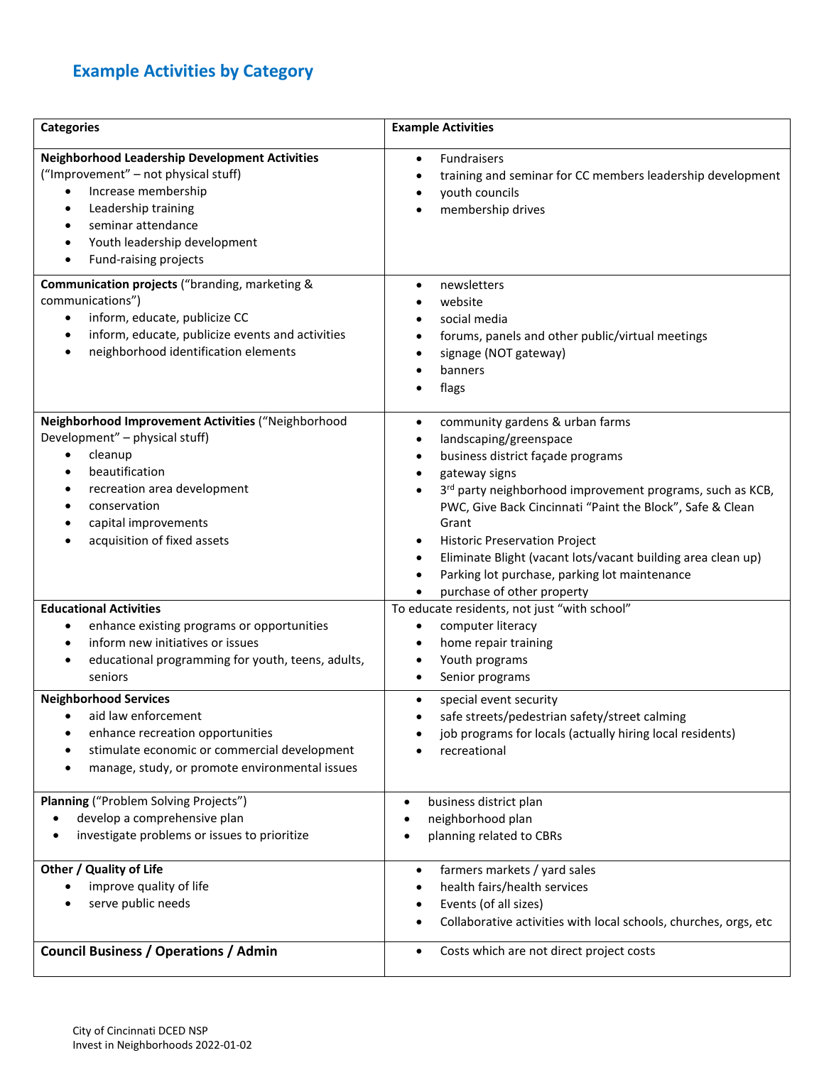## Example Activities by Category

| Categories | Example Activities |
|---|---|
| **Neighborhood Leadership Development Activities** ("Improvement" – not physical stuff)<br>• Increase membership<br>• Leadership training<br>• seminar attendance<br>• Youth leadership development<br>• Fund-raising projects | • Fundraisers<br>• training and seminar for CC members leadership development<br>• youth councils<br>• membership drives |
| **Communication projects** ("branding, marketing & communications")<br>• inform, educate, publicize CC<br>• inform, educate, publicize events and activities<br>• neighborhood identification elements | • newsletters<br>• website<br>• social media<br>• forums, panels and other public/virtual meetings<br>• signage (NOT gateway)<br>• banners<br>• flags |
| **Neighborhood Improvement Activities** ("Neighborhood Development" – physical stuff)<br>• cleanup<br>• beautification<br>• recreation area development<br>• conservation<br>• capital improvements<br>• acquisition of fixed assets | • community gardens & urban farms<br>• landscaping/greenspace<br>• business district façade programs<br>• gateway signs<br>• 3rd party neighborhood improvement programs, such as KCB, PWC, Give Back Cincinnati "Paint the Block", Safe & Clean Grant<br>• Historic Preservation Project<br>• Eliminate Blight (vacant lots/vacant building area clean up)<br>• Parking lot purchase, parking lot maintenance<br>• purchase of other property |
| **Educational Activities**<br>• enhance existing programs or opportunities<br>• inform new initiatives or issues<br>• educational programming for youth, teens, adults, seniors | To educate residents, not just "with school"<br>• computer literacy<br>• home repair training<br>• Youth programs<br>• Senior programs |
| **Neighborhood Services**<br>• aid law enforcement<br>• enhance recreation opportunities<br>• stimulate economic or commercial development<br>• manage, study, or promote environmental issues | • special event security<br>• safe streets/pedestrian safety/street calming<br>• job programs for locals (actually hiring local residents)<br>• recreational |
| **Planning** ("Problem Solving Projects")<br>• develop a comprehensive plan<br>• investigate problems or issues to prioritize | • business district plan<br>• neighborhood plan<br>• planning related to CBRs |
| **Other / Quality of Life**<br>• improve quality of life<br>• serve public needs | • farmers markets / yard sales<br>• health fairs/health services<br>• Events (of all sizes)<br>• Collaborative activities with local schools, churches, orgs, etc |
| **Council Business / Operations / Admin** | • Costs which are not direct project costs |

City of Cincinnati DCED NSP
Invest in Neighborhoods 2022-01-02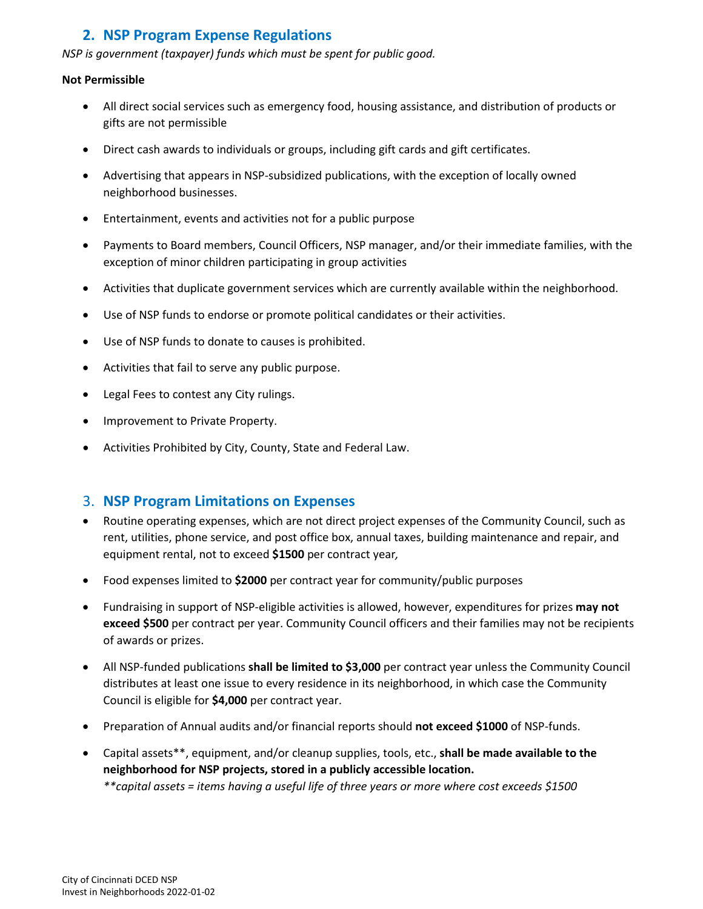## 2. NSP Program Expense Regulations

*NSP is government (taxpayer) funds which must be spent for public good.*

**Not Permissible**

- All direct social services such as emergency food, housing assistance, and distribution of products or gifts are not permissible
- Direct cash awards to individuals or groups, including gift cards and gift certificates.
- Advertising that appears in NSP-subsidized publications, with the exception of locally owned neighborhood businesses.
- Entertainment, events and activities not for a public purpose
- Payments to Board members, Council Officers, NSP manager, and/or their immediate families, with the exception of minor children participating in group activities
- Activities that duplicate government services which are currently available within the neighborhood.
- Use of NSP funds to endorse or promote political candidates or their activities.
- Use of NSP funds to donate to causes is prohibited.
- Activities that fail to serve any public purpose.
- Legal Fees to contest any City rulings.
- Improvement to Private Property.
- Activities Prohibited by City, County, State and Federal Law.

## 3. NSP Program Limitations on Expenses

- Routine operating expenses, which are not direct project expenses of the Community Council, such as rent, utilities, phone service, and post office box, annual taxes, building maintenance and repair, and equipment rental, not to exceed **$1500** per contract year*,*
- Food expenses limited to **$2000** per contract year for community/public purposes
- Fundraising in support of NSP-eligible activities is allowed, however, expenditures for prizes **may not exceed $500** per contract per year. Community Council officers and their families may not be recipients of awards or prizes.
- All NSP-funded publications **shall be limited to $3,000** per contract year unless the Community Council distributes at least one issue to every residence in its neighborhood, in which case the Community Council is eligible for **$4,000** per contract year.
- Preparation of Annual audits and/or financial reports should **not exceed $1000** of NSP-funds.
- Capital assets**, equipment, and/or cleanup supplies, tools, etc., **shall be made available to the neighborhood for NSP projects, stored in a publicly accessible location.**
  *\*\*capital assets = items having a useful life of three years or more where cost exceeds $1500*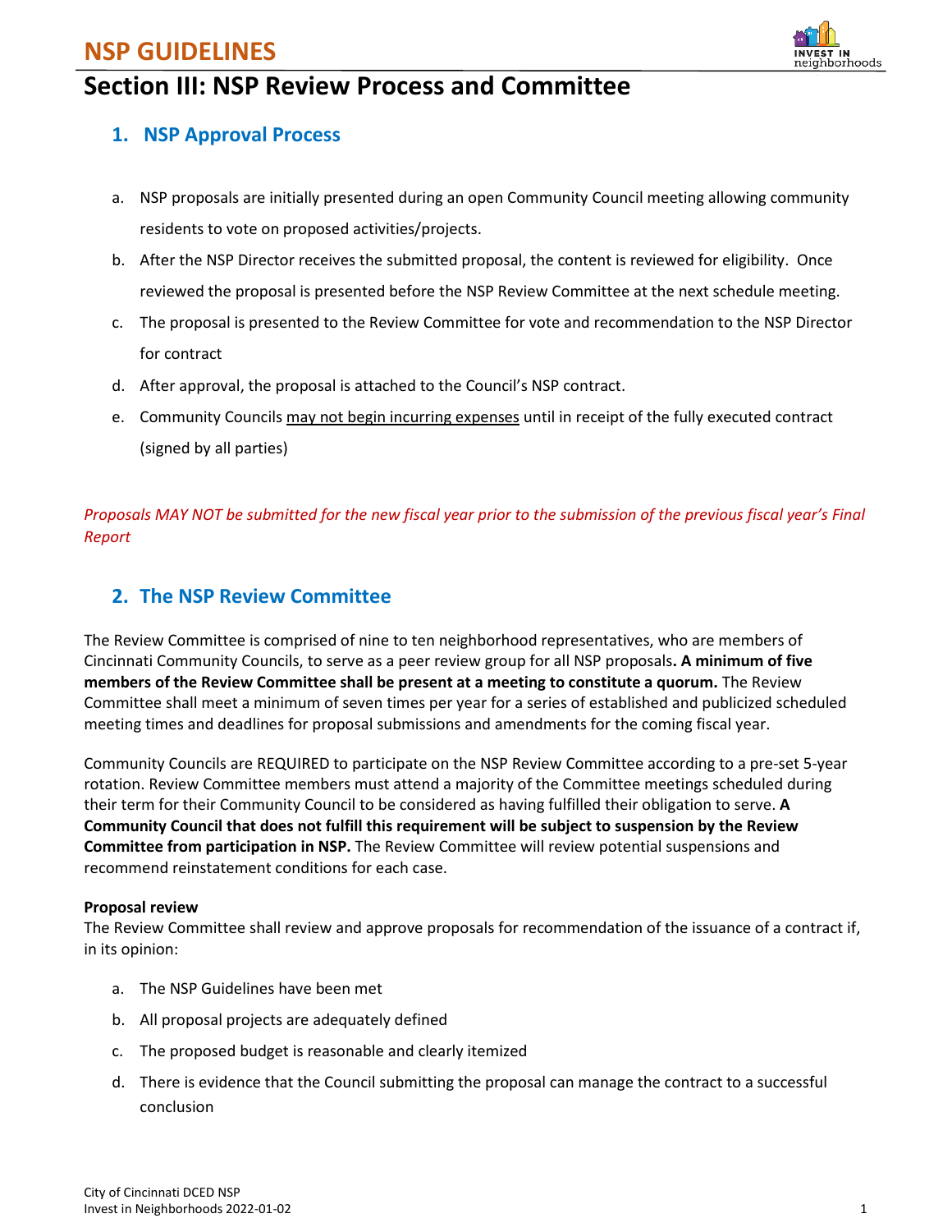# Section III: NSP Review Process and Committee

## 1. NSP Approval Process

a. NSP proposals are initially presented during an open Community Council meeting allowing community residents to vote on proposed activities/projects.

b. After the NSP Director receives the submitted proposal, the content is reviewed for eligibility. Once reviewed the proposal is presented before the NSP Review Committee at the next schedule meeting.

c. The proposal is presented to the Review Committee for vote and recommendation to the NSP Director for contract

d. After approval, the proposal is attached to the Council's NSP contract.

e. Community Councils <u>may not begin incurring expenses</u> until in receipt of the fully executed contract (signed by all parties)

*Proposals MAY NOT be submitted for the new fiscal year prior to the submission of the previous fiscal year's Final Report*

## 2. The NSP Review Committee

The Review Committee is comprised of nine to ten neighborhood representatives, who are members of Cincinnati Community Councils, to serve as a peer review group for all NSP proposals**. A minimum of five members of the Review Committee shall be present at a meeting to constitute a quorum.** The Review Committee shall meet a minimum of seven times per year for a series of established and publicized scheduled meeting times and deadlines for proposal submissions and amendments for the coming fiscal year.

Community Councils are REQUIRED to participate on the NSP Review Committee according to a pre-set 5-year rotation. Review Committee members must attend a majority of the Committee meetings scheduled during their term for their Community Council to be considered as having fulfilled their obligation to serve. **A Community Council that does not fulfill this requirement will be subject to suspension by the Review Committee from participation in NSP.** The Review Committee will review potential suspensions and recommend reinstatement conditions for each case.

**Proposal review**

The Review Committee shall review and approve proposals for recommendation of the issuance of a contract if, in its opinion:

a. The NSP Guidelines have been met

b. All proposal projects are adequately defined

c. The proposed budget is reasonable and clearly itemized

d. There is evidence that the Council submitting the proposal can manage the contract to a successful conclusion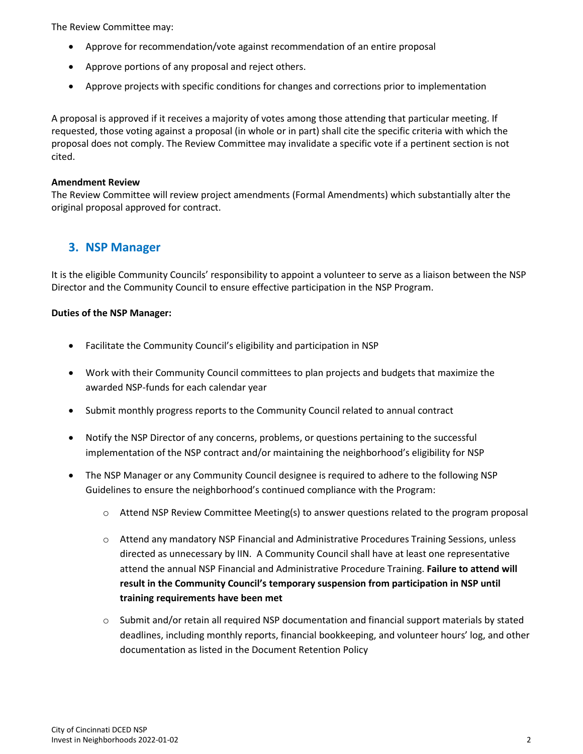The Review Committee may:

- Approve for recommendation/vote against recommendation of an entire proposal
- Approve portions of any proposal and reject others.
- Approve projects with specific conditions for changes and corrections prior to implementation

A proposal is approved if it receives a majority of votes among those attending that particular meeting. If requested, those voting against a proposal (in whole or in part) shall cite the specific criteria with which the proposal does not comply. The Review Committee may invalidate a specific vote if a pertinent section is not cited.

**Amendment Review**
The Review Committee will review project amendments (Formal Amendments) which substantially alter the original proposal approved for contract.

## 3. NSP Manager

It is the eligible Community Councils' responsibility to appoint a volunteer to serve as a liaison between the NSP Director and the Community Council to ensure effective participation in the NSP Program.

**Duties of the NSP Manager:**

- Facilitate the Community Council's eligibility and participation in NSP
- Work with their Community Council committees to plan projects and budgets that maximize the awarded NSP-funds for each calendar year
- Submit monthly progress reports to the Community Council related to annual contract
- Notify the NSP Director of any concerns, problems, or questions pertaining to the successful implementation of the NSP contract and/or maintaining the neighborhood's eligibility for NSP
- The NSP Manager or any Community Council designee is required to adhere to the following NSP Guidelines to ensure the neighborhood's continued compliance with the Program:
  - Attend NSP Review Committee Meeting(s) to answer questions related to the program proposal
  - Attend any mandatory NSP Financial and Administrative Procedures Training Sessions, unless directed as unnecessary by IIN. A Community Council shall have at least one representative attend the annual NSP Financial and Administrative Procedure Training. **Failure to attend will result in the Community Council's temporary suspension from participation in NSP until training requirements have been met**
  - Submit and/or retain all required NSP documentation and financial support materials by stated deadlines, including monthly reports, financial bookkeeping, and volunteer hours' log, and other documentation as listed in the Document Retention Policy